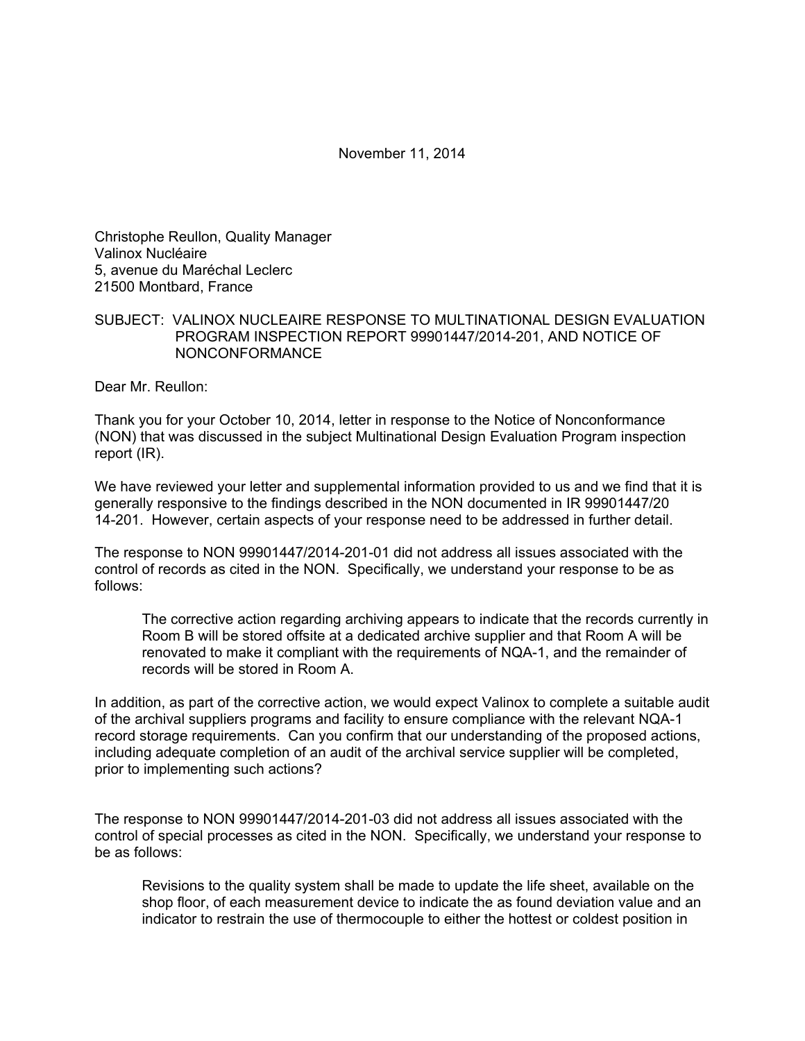November 11, 2014

Christophe Reullon, Quality Manager
Valinox Nucléaire
5, avenue du Maréchal Leclerc
21500 Montbard, France

SUBJECT: VALINOX NUCLEAIRE RESPONSE TO MULTINATIONAL DESIGN EVALUATION PROGRAM INSPECTION REPORT 99901447/2014-201, AND NOTICE OF NONCONFORMANCE

Dear Mr. Reullon:

Thank you for your October 10, 2014, letter in response to the Notice of Nonconformance (NON) that was discussed in the subject Multinational Design Evaluation Program inspection report (IR).

We have reviewed your letter and supplemental information provided to us and we find that it is generally responsive to the findings described in the NON documented in IR 99901447/20 14-201. However, certain aspects of your response need to be addressed in further detail.

The response to NON 99901447/2014-201-01 did not address all issues associated with the control of records as cited in the NON. Specifically, we understand your response to be as follows:

> The corrective action regarding archiving appears to indicate that the records currently in Room B will be stored offsite at a dedicated archive supplier and that Room A will be renovated to make it compliant with the requirements of NQA-1, and the remainder of records will be stored in Room A.

In addition, as part of the corrective action, we would expect Valinox to complete a suitable audit of the archival suppliers programs and facility to ensure compliance with the relevant NQA-1 record storage requirements. Can you confirm that our understanding of the proposed actions, including adequate completion of an audit of the archival service supplier will be completed, prior to implementing such actions?

The response to NON 99901447/2014-201-03 did not address all issues associated with the control of special processes as cited in the NON. Specifically, we understand your response to be as follows:

> Revisions to the quality system shall be made to update the life sheet, available on the shop floor, of each measurement device to indicate the as found deviation value and an indicator to restrain the use of thermocouple to either the hottest or coldest position in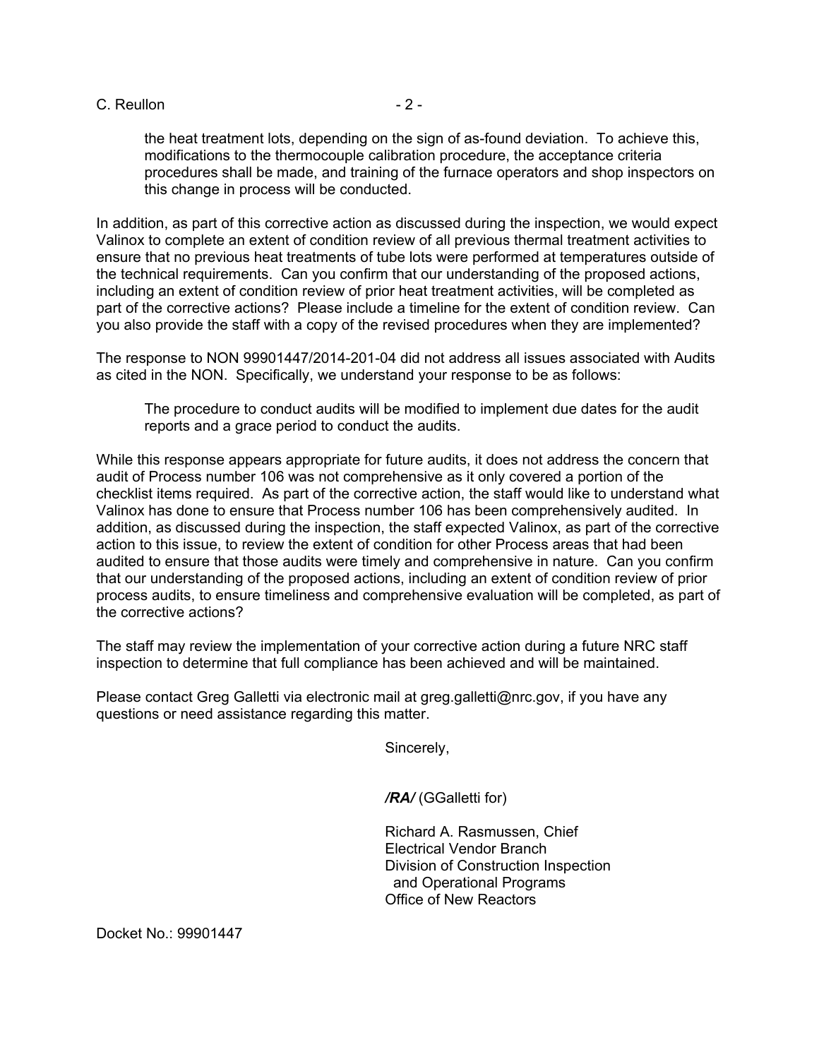the heat treatment lots, depending on the sign of as-found deviation. To achieve this, modifications to the thermocouple calibration procedure, the acceptance criteria procedures shall be made, and training of the furnace operators and shop inspectors on this change in process will be conducted.

In addition, as part of this corrective action as discussed during the inspection, we would expect Valinox to complete an extent of condition review of all previous thermal treatment activities to ensure that no previous heat treatments of tube lots were performed at temperatures outside of the technical requirements. Can you confirm that our understanding of the proposed actions, including an extent of condition review of prior heat treatment activities, will be completed as part of the corrective actions? Please include a timeline for the extent of condition review. Can you also provide the staff with a copy of the revised procedures when they are implemented?

The response to NON 99901447/2014-201-04 did not address all issues associated with Audits as cited in the NON. Specifically, we understand your response to be as follows:

> The procedure to conduct audits will be modified to implement due dates for the audit reports and a grace period to conduct the audits.

While this response appears appropriate for future audits, it does not address the concern that audit of Process number 106 was not comprehensive as it only covered a portion of the checklist items required. As part of the corrective action, the staff would like to understand what Valinox has done to ensure that Process number 106 has been comprehensively audited. In addition, as discussed during the inspection, the staff expected Valinox, as part of the corrective action to this issue, to review the extent of condition for other Process areas that had been audited to ensure that those audits were timely and comprehensive in nature. Can you confirm that our understanding of the proposed actions, including an extent of condition review of prior process audits, to ensure timeliness and comprehensive evaluation will be completed, as part of the corrective actions?

The staff may review the implementation of your corrective action during a future NRC staff inspection to determine that full compliance has been achieved and will be maintained.

Please contact Greg Galletti via electronic mail at greg.galletti@nrc.gov, if you have any questions or need assistance regarding this matter.

Sincerely,

***/RA/*** (GGalletti for)

Richard A. Rasmussen, Chief
Electrical Vendor Branch
Division of Construction Inspection
and Operational Programs
Office of New Reactors

Docket No.: 99901447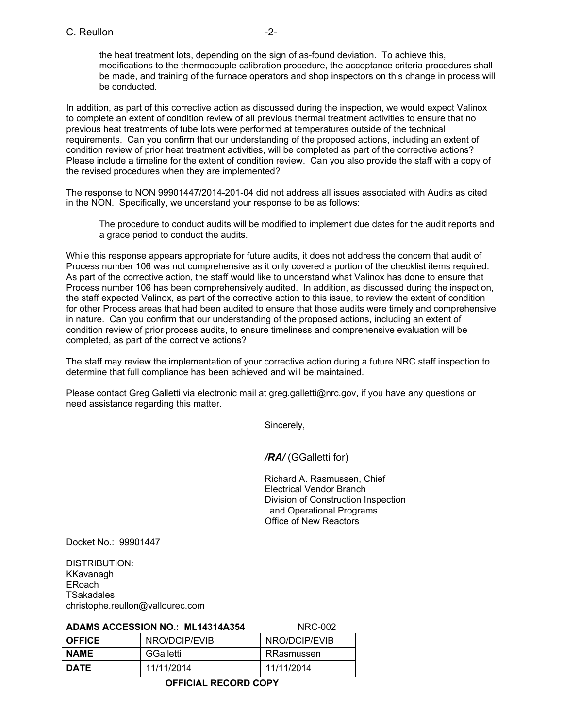the heat treatment lots, depending on the sign of as-found deviation. To achieve this, modifications to the thermocouple calibration procedure, the acceptance criteria procedures shall be made, and training of the furnace operators and shop inspectors on this change in process will be conducted.

In addition, as part of this corrective action as discussed during the inspection, we would expect Valinox to complete an extent of condition review of all previous thermal treatment activities to ensure that no previous heat treatments of tube lots were performed at temperatures outside of the technical requirements. Can you confirm that our understanding of the proposed actions, including an extent of condition review of prior heat treatment activities, will be completed as part of the corrective actions? Please include a timeline for the extent of condition review. Can you also provide the staff with a copy of the revised procedures when they are implemented?

The response to NON 99901447/2014-201-04 did not address all issues associated with Audits as cited in the NON. Specifically, we understand your response to be as follows:

> The procedure to conduct audits will be modified to implement due dates for the audit reports and a grace period to conduct the audits.

While this response appears appropriate for future audits, it does not address the concern that audit of Process number 106 was not comprehensive as it only covered a portion of the checklist items required. As part of the corrective action, the staff would like to understand what Valinox has done to ensure that Process number 106 has been comprehensively audited. In addition, as discussed during the inspection, the staff expected Valinox, as part of the corrective action to this issue, to review the extent of condition for other Process areas that had been audited to ensure that those audits were timely and comprehensive in nature. Can you confirm that our understanding of the proposed actions, including an extent of condition review of prior process audits, to ensure timeliness and comprehensive evaluation will be completed, as part of the corrective actions?

The staff may review the implementation of your corrective action during a future NRC staff inspection to determine that full compliance has been achieved and will be maintained.

Please contact Greg Galletti via electronic mail at greg.galletti@nrc.gov, if you have any questions or need assistance regarding this matter.

Sincerely,

***/RA/*** (GGalletti for)

Richard A. Rasmussen, Chief
Electrical Vendor Branch
Division of Construction Inspection
and Operational Programs
Office of New Reactors

Docket No.: 99901447

DISTRIBUTION:
KKavanagh
ERoach
TSakadales
christophe.reullon@vallourec.com

**ADAMS ACCESSION NO.: ML14314A354** NRC-002

| **OFFICE** | NRO/DCIP/EVIB | NRO/DCIP/EVIB |
|---|---|---|
| **NAME** | GGalletti | RRasmussen |
| **DATE** | 11/11/2014 | 11/11/2014 |

**OFFICIAL RECORD COPY**